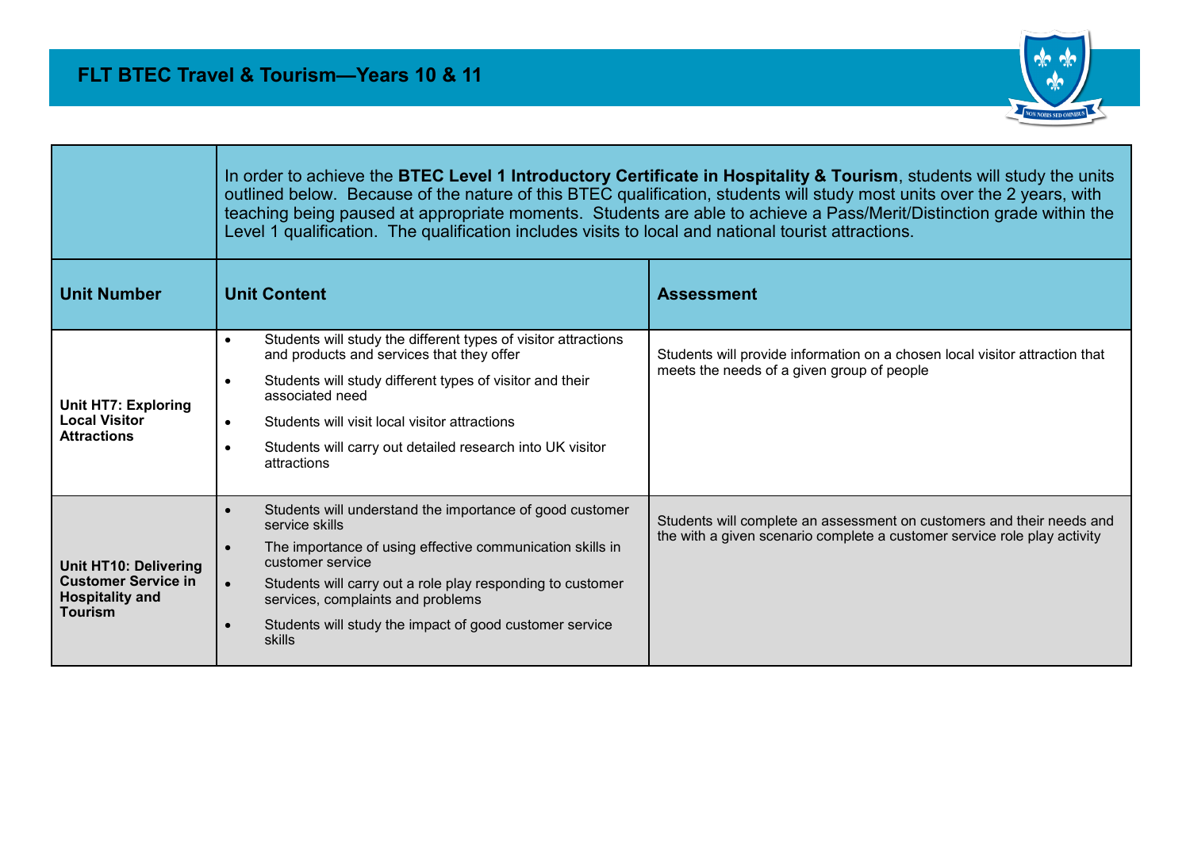# FLT BTEC Travel & Tourism—Years 10 & 11

| | In order to achieve the **BTEC Level 1 Introductory Certificate in Hospitality & Tourism**, students will study the units outlined below. Because of the nature of this BTEC qualification, students will study most units over the 2 years, with teaching being paused at appropriate moments. Students are able to achieve a Pass/Merit/Distinction grade within the Level 1 qualification. The qualification includes visits to local and national tourist attractions. | |
|---|---|---|
| **Unit Number** | **Unit Content** | **Assessment** |
| **Unit HT7: Exploring Local Visitor Attractions** | • Students will study the different types of visitor attractions and products and services that they offer<br>• Students will study different types of visitor and their associated need<br>• Students will visit local visitor attractions<br>• Students will carry out detailed research into UK visitor attractions | Students will provide information on a chosen local visitor attraction that meets the needs of a given group of people |
| **Unit HT10: Delivering Customer Service in Hospitality and Tourism** | • Students will understand the importance of good customer service skills<br>• The importance of using effective communication skills in customer service<br>• Students will carry out a role play responding to customer services, complaints and problems<br>• Students will study the impact of good customer service skills | Students will complete an assessment on customers and their needs and the with a given scenario complete a customer service role play activity |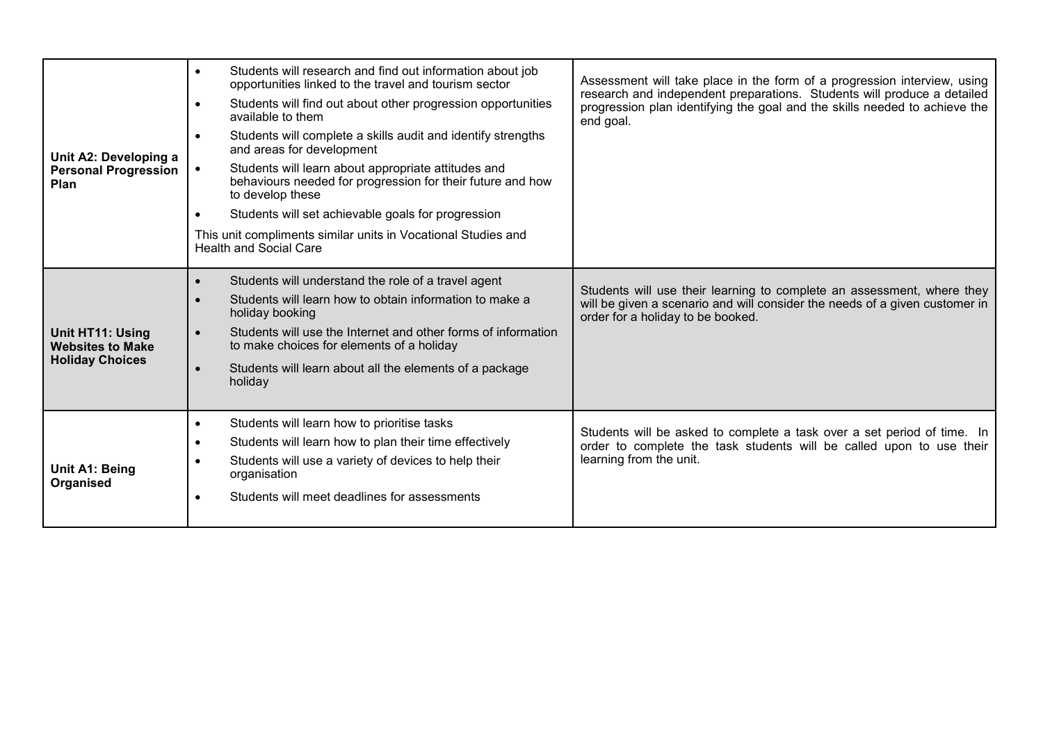| | | |
|---|---|---|
| **Unit A2: Developing a Personal Progression Plan** | • Students will research and find out information about job opportunities linked to the travel and tourism sector<br>• Students will find out about other progression opportunities available to them<br>• Students will complete a skills audit and identify strengths and areas for development<br>• Students will learn about appropriate attitudes and behaviours needed for progression for their future and how to develop these<br>• Students will set achievable goals for progression<br>This unit compliments similar units in Vocational Studies and Health and Social Care | Assessment will take place in the form of a progression interview, using research and independent preparations. Students will produce a detailed progression plan identifying the goal and the skills needed to achieve the end goal. |
| **Unit HT11: Using Websites to Make Holiday Choices** | • Students will understand the role of a travel agent<br>• Students will learn how to obtain information to make a holiday booking<br>• Students will use the Internet and other forms of information to make choices for elements of a holiday<br>• Students will learn about all the elements of a package holiday | Students will use their learning to complete an assessment, where they will be given a scenario and will consider the needs of a given customer in order for a holiday to be booked. |
| **Unit A1: Being Organised** | • Students will learn how to prioritise tasks<br>• Students will learn how to plan their time effectively<br>• Students will use a variety of devices to help their organisation<br>• Students will meet deadlines for assessments | Students will be asked to complete a task over a set period of time. In order to complete the task students will be called upon to use their learning from the unit. |